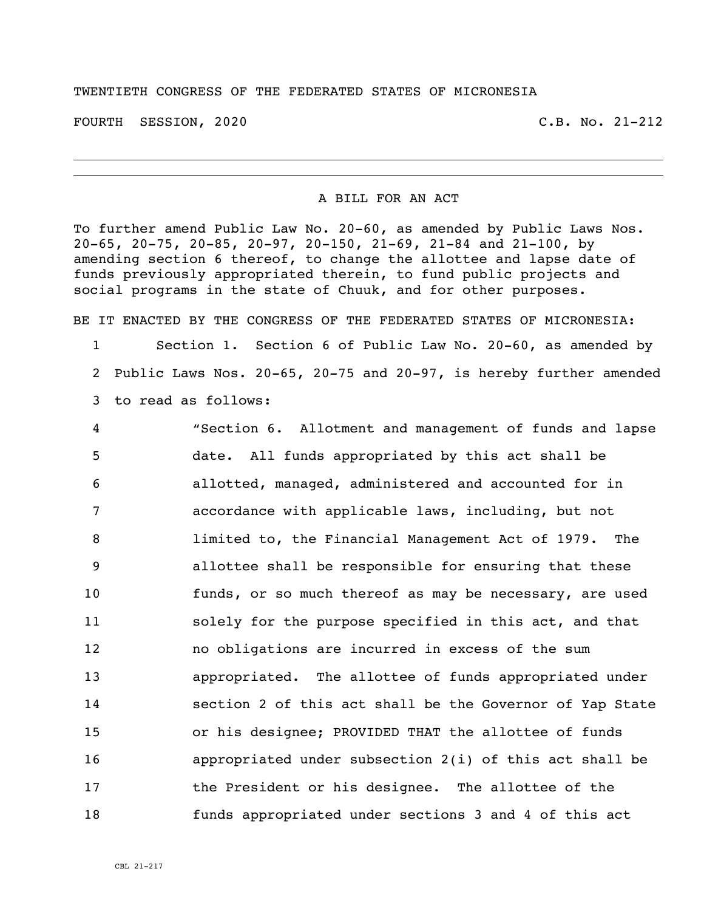TWENTIETH CONGRESS OF THE FEDERATED STATES OF MICRONESIA

FOURTH SESSION, 2020 C.B. No. 21-212

---

A BILL FOR AN ACT

To further amend Public Law No. 20-60, as amended by Public Laws Nos. 20-65, 20-75, 20-85, 20-97, 20-150, 21-69, 21-84 and 21-100, by amending section 6 thereof, to change the allottee and lapse date of funds previously appropriated therein, to fund public projects and social programs in the state of Chuuk, and for other purposes.

BE IT ENACTED BY THE CONGRESS OF THE FEDERATED STATES OF MICRONESIA:

1 Section 1. Section 6 of Public Law No. 20-60, as amended by
2 Public Laws Nos. 20-65, 20-75 and 20-97, is hereby further amended
3 to read as follows:

4 "Section 6. Allotment and management of funds and lapse
5 date. All funds appropriated by this act shall be
6 allotted, managed, administered and accounted for in
7 accordance with applicable laws, including, but not
8 limited to, the Financial Management Act of 1979. The
9 allottee shall be responsible for ensuring that these
10 funds, or so much thereof as may be necessary, are used
11 solely for the purpose specified in this act, and that
12 no obligations are incurred in excess of the sum
13 appropriated. The allottee of funds appropriated under
14 section 2 of this act shall be the Governor of Yap State
15 or his designee; PROVIDED THAT the allottee of funds
16 appropriated under subsection 2(i) of this act shall be
17 the President or his designee. The allottee of the
18 funds appropriated under sections 3 and 4 of this act

CBL 21-217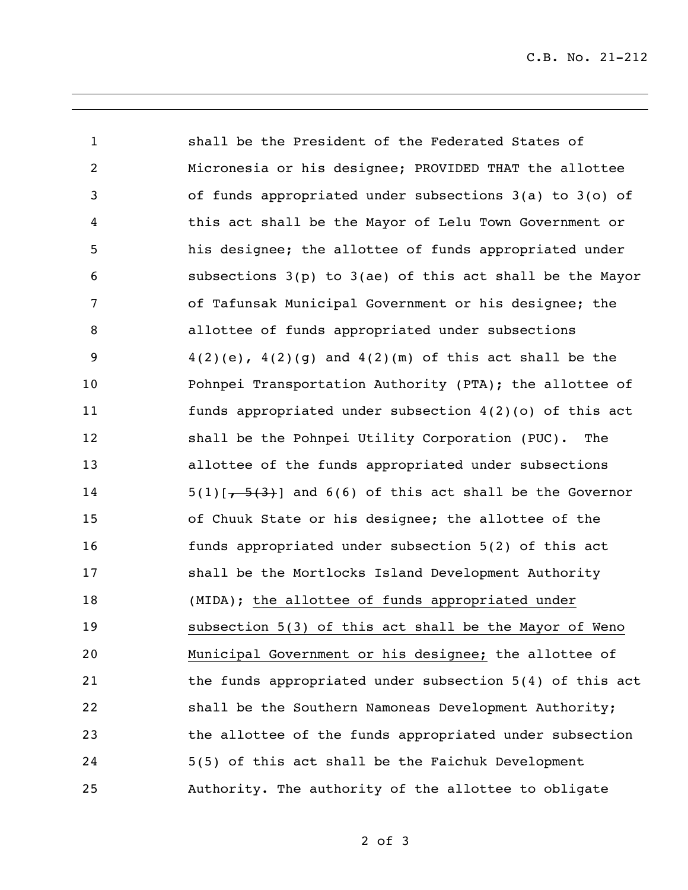shall be the President of the Federated States of Micronesia or his designee; PROVIDED THAT the allottee of funds appropriated under subsections 3(a) to 3(o) of this act shall be the Mayor of Lelu Town Government or his designee; the allottee of funds appropriated under subsections 3(p) to 3(ae) of this act shall be the Mayor of Tafunsak Municipal Government or his designee; the allottee of funds appropriated under subsections 4(2)(e), 4(2)(g) and 4(2)(m) of this act shall be the Pohnpei Transportation Authority (PTA); the allottee of funds appropriated under subsection 4(2)(o) of this act shall be the Pohnpei Utility Corporation (PUC). The allottee of the funds appropriated under subsections 5(1)[~~, 5(3)~~] and 6(6) of this act shall be the Governor of Chuuk State or his designee; the allottee of the funds appropriated under subsection 5(2) of this act shall be the Mortlocks Island Development Authority (MIDA); <u>the allottee of funds appropriated under subsection 5(3) of this act shall be the Mayor of Weno Municipal Government or his designee;</u> the allottee of the funds appropriated under subsection 5(4) of this act shall be the Southern Namoneas Development Authority; the allottee of the funds appropriated under subsection 5(5) of this act shall be the Faichuk Development Authority. The authority of the allottee to obligate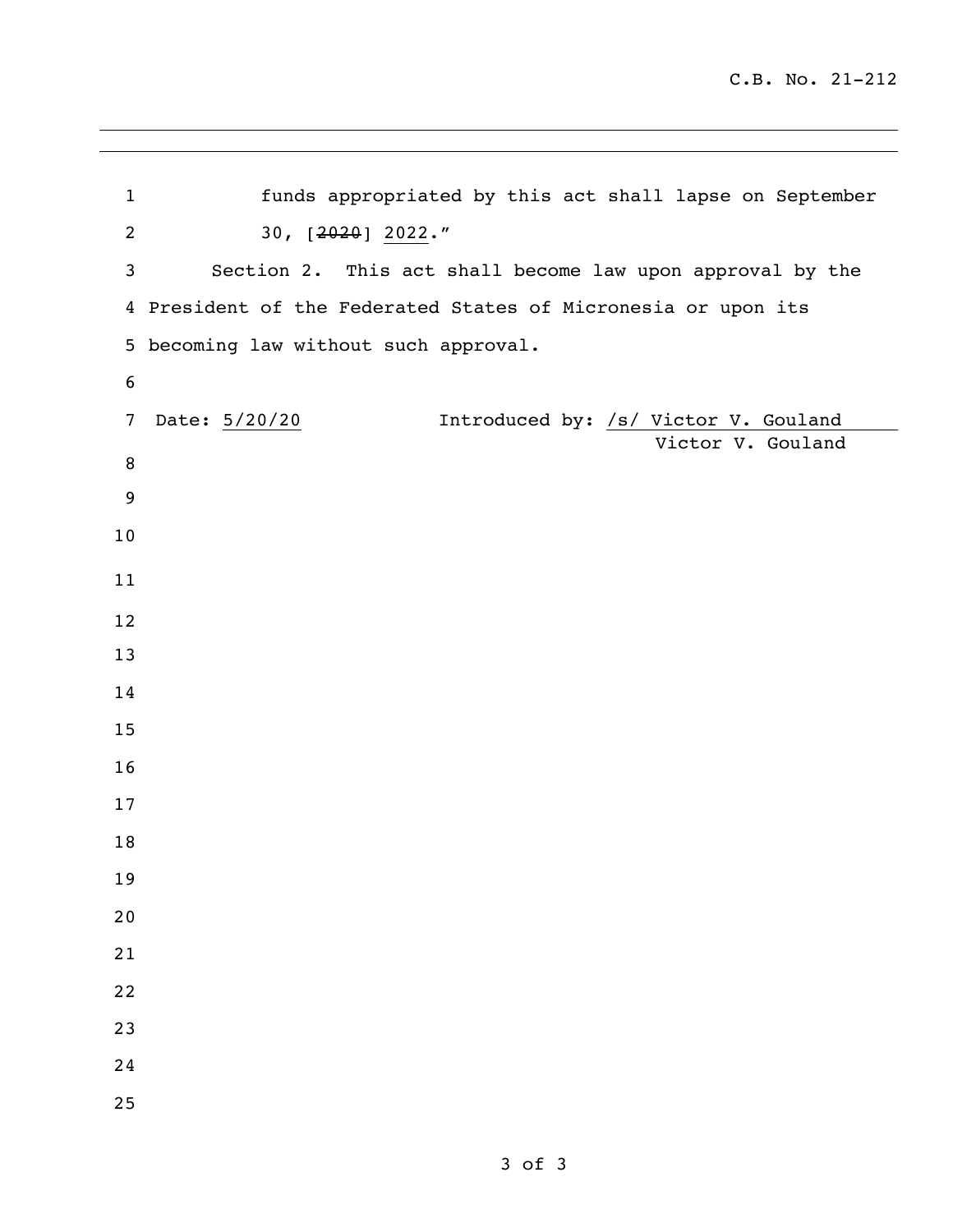funds appropriated by this act shall lapse on September 30, [~~2020~~] 2022."

Section 2. This act shall become law upon approval by the President of the Federated States of Micronesia or upon its becoming law without such approval.

Date: 5/20/20 Introduced by: /s/ Victor V. Gouland

Victor V. Gouland